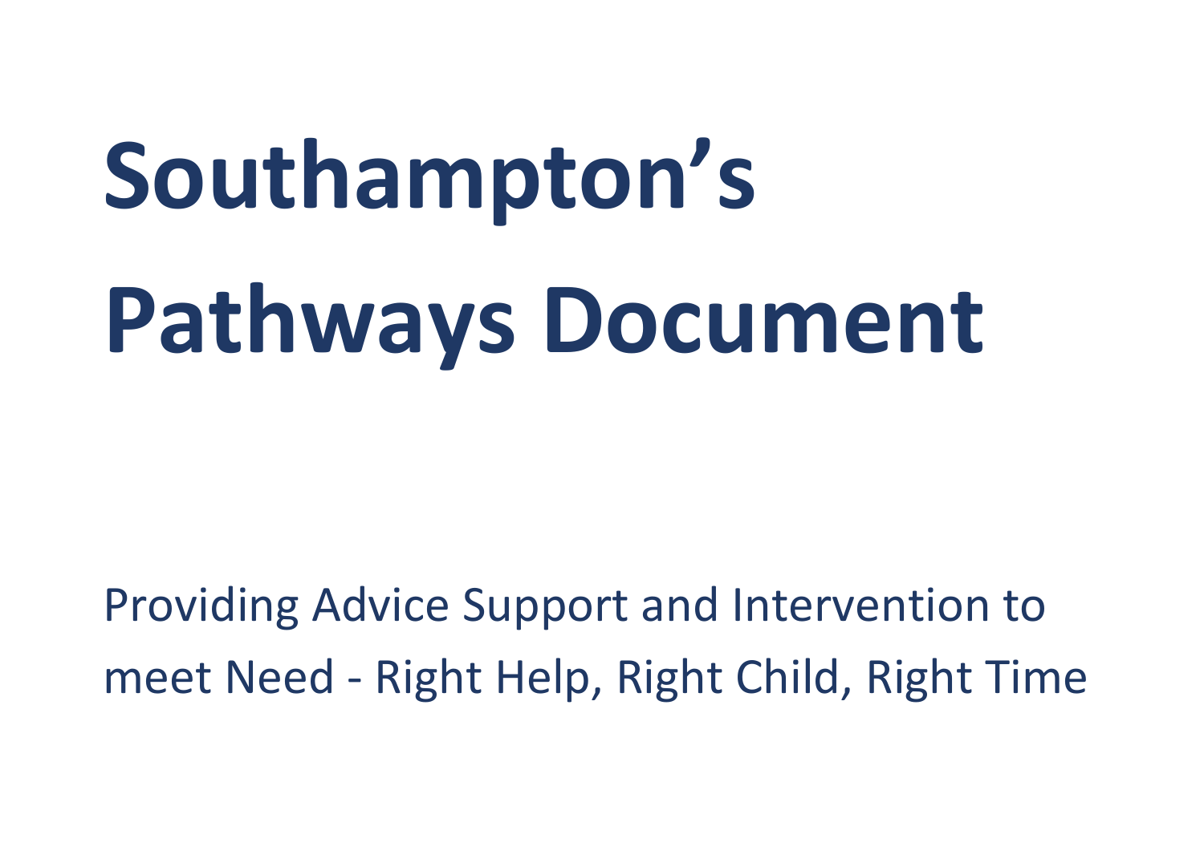# Southampton's Pathways Document

Providing Advice Support and Intervention to meet Need - Right Help, Right Child, Right Time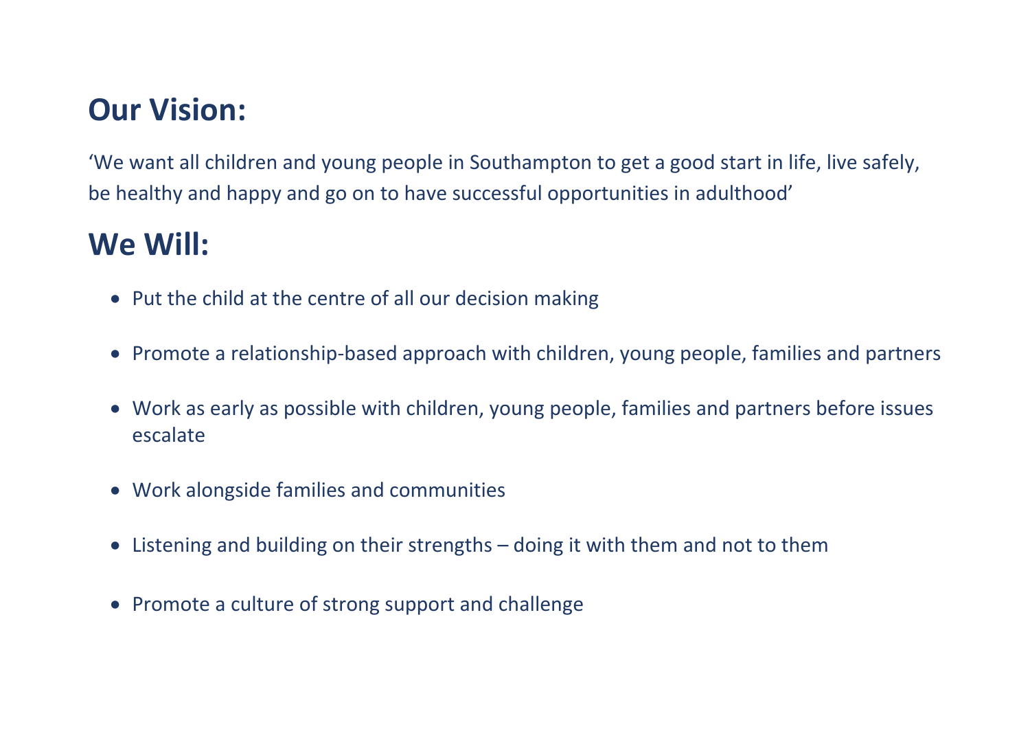## Our Vision:

'We want all children and young people in Southampton to get a good start in life, live safely, be healthy and happy and go on to have successful opportunities in adulthood'

## We Will:

- Put the child at the centre of all our decision making
- Promote a relationship-based approach with children, young people, families and partners
- Work as early as possible with children, young people, families and partners before issues escalate
- Work alongside families and communities
- Listening and building on their strengths – doing it with them and not to them
- Promote a culture of strong support and challenge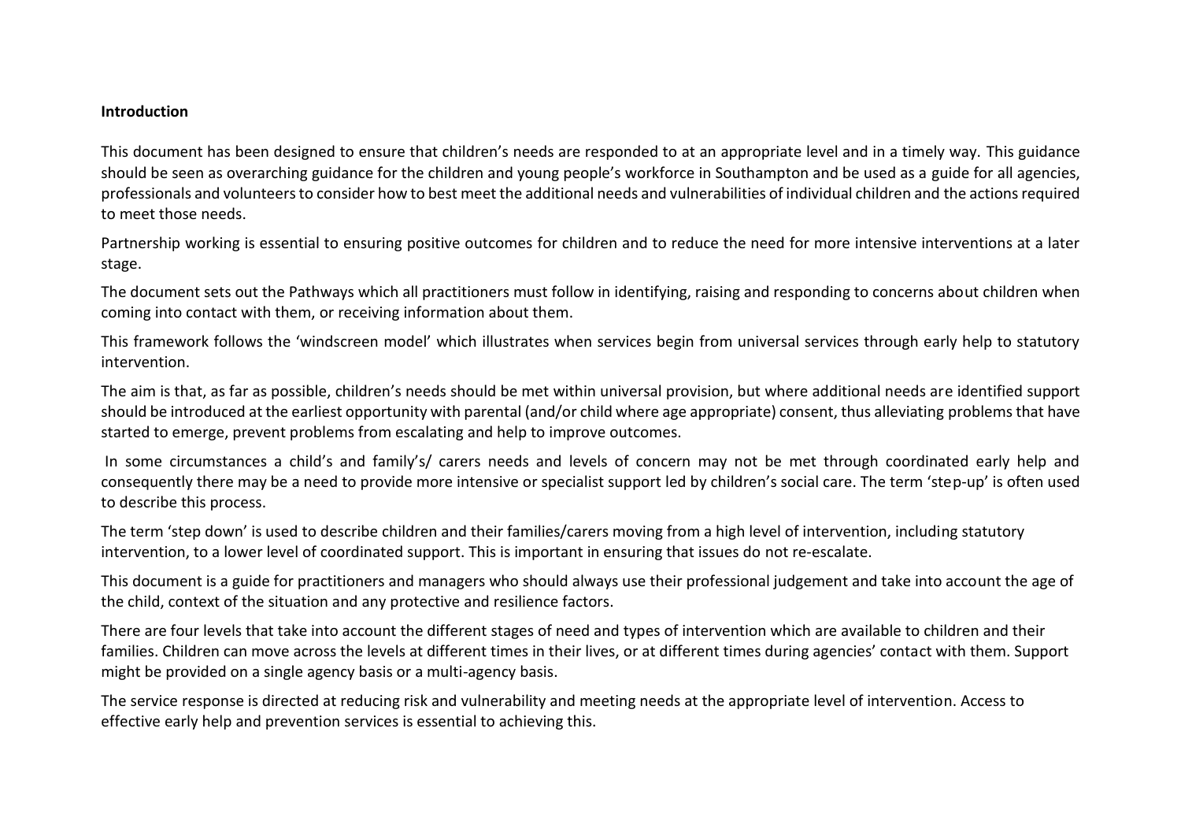**Introduction**

This document has been designed to ensure that children's needs are responded to at an appropriate level and in a timely way. This guidance should be seen as overarching guidance for the children and young people's workforce in Southampton and be used as a guide for all agencies, professionals and volunteers to consider how to best meet the additional needs and vulnerabilities of individual children and the actions required to meet those needs.

Partnership working is essential to ensuring positive outcomes for children and to reduce the need for more intensive interventions at a later stage.

The document sets out the Pathways which all practitioners must follow in identifying, raising and responding to concerns about children when coming into contact with them, or receiving information about them.

This framework follows the 'windscreen model' which illustrates when services begin from universal services through early help to statutory intervention.

The aim is that, as far as possible, children's needs should be met within universal provision, but where additional needs are identified support should be introduced at the earliest opportunity with parental (and/or child where age appropriate) consent, thus alleviating problems that have started to emerge, prevent problems from escalating and help to improve outcomes.

In some circumstances a child's and family's/ carers needs and levels of concern may not be met through coordinated early help and consequently there may be a need to provide more intensive or specialist support led by children's social care. The term 'step-up' is often used to describe this process.

The term 'step down' is used to describe children and their families/carers moving from a high level of intervention, including statutory intervention, to a lower level of coordinated support. This is important in ensuring that issues do not re-escalate.

This document is a guide for practitioners and managers who should always use their professional judgement and take into account the age of the child, context of the situation and any protective and resilience factors.

There are four levels that take into account the different stages of need and types of intervention which are available to children and their families. Children can move across the levels at different times in their lives, or at different times during agencies' contact with them. Support might be provided on a single agency basis or a multi-agency basis.

The service response is directed at reducing risk and vulnerability and meeting needs at the appropriate level of intervention. Access to effective early help and prevention services is essential to achieving this.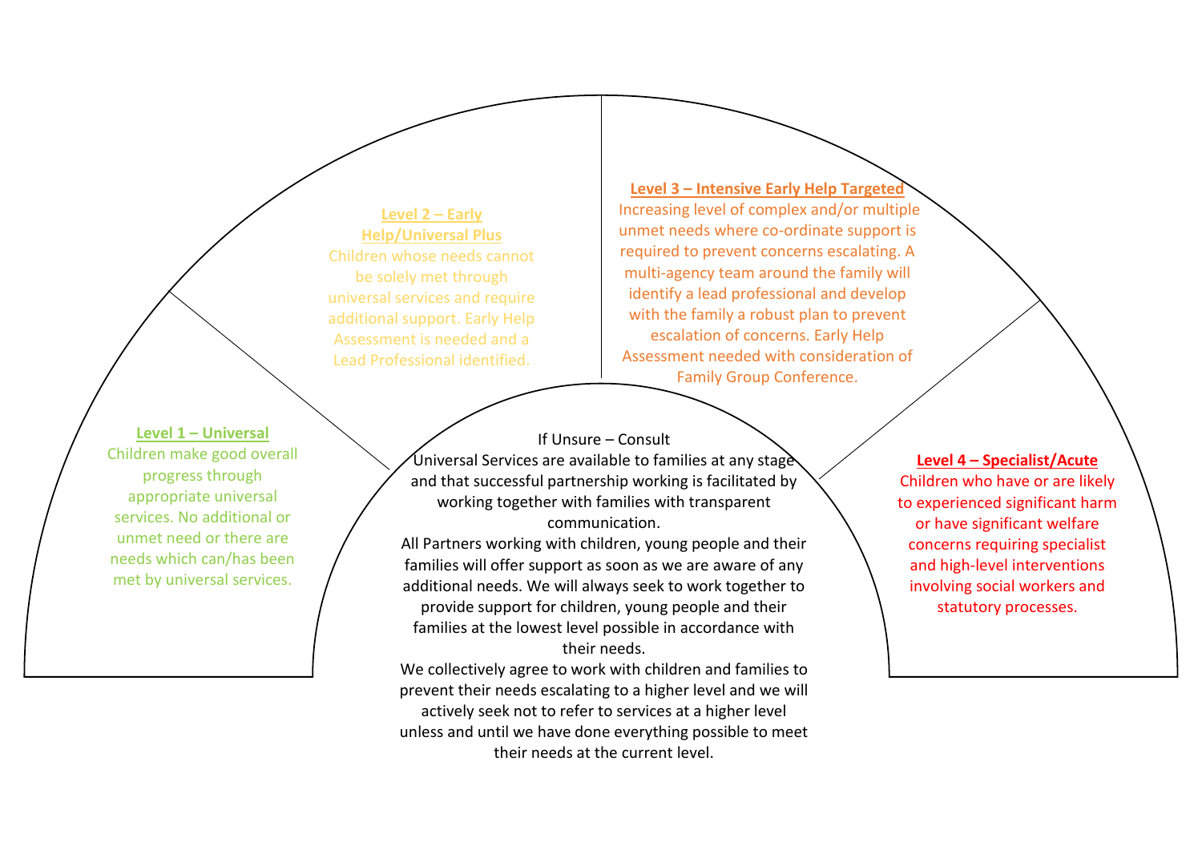**Level 1 – Universal**

Children make good overall progress through appropriate universal services. No additional or unmet need or there are needs which can/has been met by universal services.

**Level 2 – Early Help/Universal Plus**

Children whose needs cannot be solely met through universal services and require additional support. Early Help Assessment is needed and a Lead Professional identified.

**Level 3 – Intensive Early Help Targeted**

Increasing level of complex and/or multiple unmet needs where co-ordinate support is required to prevent concerns escalating. A multi-agency team around the family will identify a lead professional and develop with the family a robust plan to prevent escalation of concerns. Early Help Assessment needed with consideration of Family Group Conference.

**Level 4 – Specialist/Acute**

Children who have or are likely to experienced significant harm or have significant welfare concerns requiring specialist and high-level interventions involving social workers and statutory processes.

If Unsure – Consult

Universal Services are available to families at any stage and that successful partnership working is facilitated by working together with families with transparent communication.

All Partners working with children, young people and their families will offer support as soon as we are aware of any additional needs. We will always seek to work together to provide support for children, young people and their families at the lowest level possible in accordance with their needs.

We collectively agree to work with children and families to prevent their needs escalating to a higher level and we will actively seek not to refer to services at a higher level unless and until we have done everything possible to meet their needs at the current level.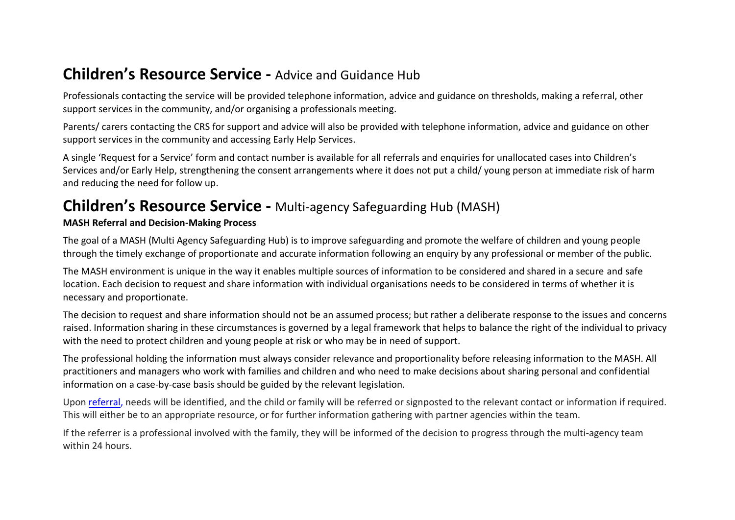## Children's Resource Service - Advice and Guidance Hub

Professionals contacting the service will be provided telephone information, advice and guidance on thresholds, making a referral, other support services in the community, and/or organising a professionals meeting.

Parents/ carers contacting the CRS for support and advice will also be provided with telephone information, advice and guidance on other support services in the community and accessing Early Help Services.

A single 'Request for a Service' form and contact number is available for all referrals and enquiries for unallocated cases into Children's Services and/or Early Help, strengthening the consent arrangements where it does not put a child/ young person at immediate risk of harm and reducing the need for follow up.

## Children's Resource Service - Multi-agency Safeguarding Hub (MASH)

**MASH Referral and Decision-Making Process**

The goal of a MASH (Multi Agency Safeguarding Hub) is to improve safeguarding and promote the welfare of children and young people through the timely exchange of proportionate and accurate information following an enquiry by any professional or member of the public.

The MASH environment is unique in the way it enables multiple sources of information to be considered and shared in a secure and safe location. Each decision to request and share information with individual organisations needs to be considered in terms of whether it is necessary and proportionate.

The decision to request and share information should not be an assumed process; but rather a deliberate response to the issues and concerns raised. Information sharing in these circumstances is governed by a legal framework that helps to balance the right of the individual to privacy with the need to protect children and young people at risk or who may be in need of support.

The professional holding the information must always consider relevance and proportionality before releasing information to the MASH. All practitioners and managers who work with families and children and who need to make decisions about sharing personal and confidential information on a case-by-case basis should be guided by the relevant legislation.

Upon referral, needs will be identified, and the child or family will be referred or signposted to the relevant contact or information if required. This will either be to an appropriate resource, or for further information gathering with partner agencies within the team.

If the referrer is a professional involved with the family, they will be informed of the decision to progress through the multi-agency team within 24 hours.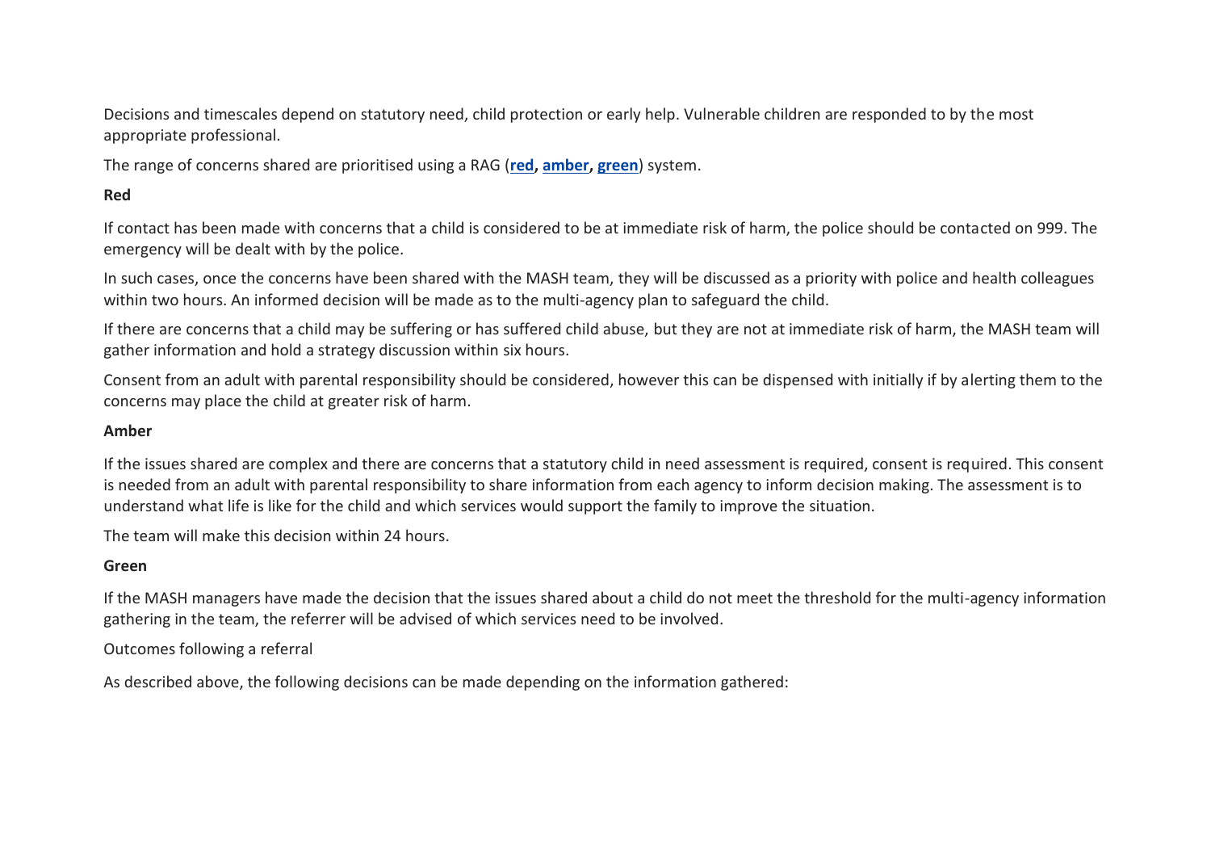Decisions and timescales depend on statutory need, child protection or early help. Vulnerable children are responded to by the most appropriate professional.

The range of concerns shared are prioritised using a RAG (**red, amber, green**) system.

**Red**

If contact has been made with concerns that a child is considered to be at immediate risk of harm, the police should be contacted on 999. The emergency will be dealt with by the police.

In such cases, once the concerns have been shared with the MASH team, they will be discussed as a priority with police and health colleagues within two hours. An informed decision will be made as to the multi-agency plan to safeguard the child.

If there are concerns that a child may be suffering or has suffered child abuse, but they are not at immediate risk of harm, the MASH team will gather information and hold a strategy discussion within six hours.

Consent from an adult with parental responsibility should be considered, however this can be dispensed with initially if by alerting them to the concerns may place the child at greater risk of harm.

**Amber**

If the issues shared are complex and there are concerns that a statutory child in need assessment is required, consent is required. This consent is needed from an adult with parental responsibility to share information from each agency to inform decision making. The assessment is to understand what life is like for the child and which services would support the family to improve the situation.

The team will make this decision within 24 hours.

**Green**

If the MASH managers have made the decision that the issues shared about a child do not meet the threshold for the multi-agency information gathering in the team, the referrer will be advised of which services need to be involved.

Outcomes following a referral

As described above, the following decisions can be made depending on the information gathered: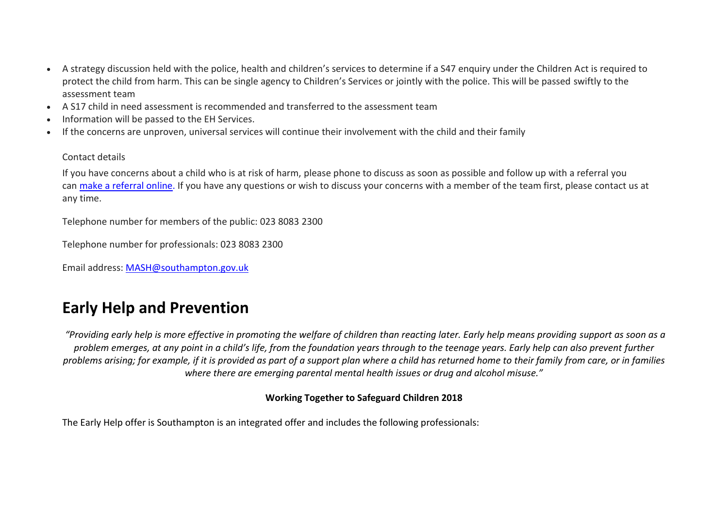- A strategy discussion held with the police, health and children's services to determine if a S47 enquiry under the Children Act is required to protect the child from harm. This can be single agency to Children's Services or jointly with the police. This will be passed swiftly to the assessment team
- A S17 child in need assessment is recommended and transferred to the assessment team
- Information will be passed to the EH Services.
- If the concerns are unproven, universal services will continue their involvement with the child and their family

Contact details

If you have concerns about a child who is at risk of harm, please phone to discuss as soon as possible and follow up with a referral you can make a referral online. If you have any questions or wish to discuss your concerns with a member of the team first, please contact us at any time.

Telephone number for members of the public: 023 8083 2300

Telephone number for professionals: 023 8083 2300

Email address: MASH@southampton.gov.uk

# Early Help and Prevention

*"Providing early help is more effective in promoting the welfare of children than reacting later. Early help means providing support as soon as a problem emerges, at any point in a child's life, from the foundation years through to the teenage years. Early help can also prevent further problems arising; for example, if it is provided as part of a support plan where a child has returned home to their family from care, or in families where there are emerging parental mental health issues or drug and alcohol misuse."*

**Working Together to Safeguard Children 2018**

The Early Help offer is Southampton is an integrated offer and includes the following professionals: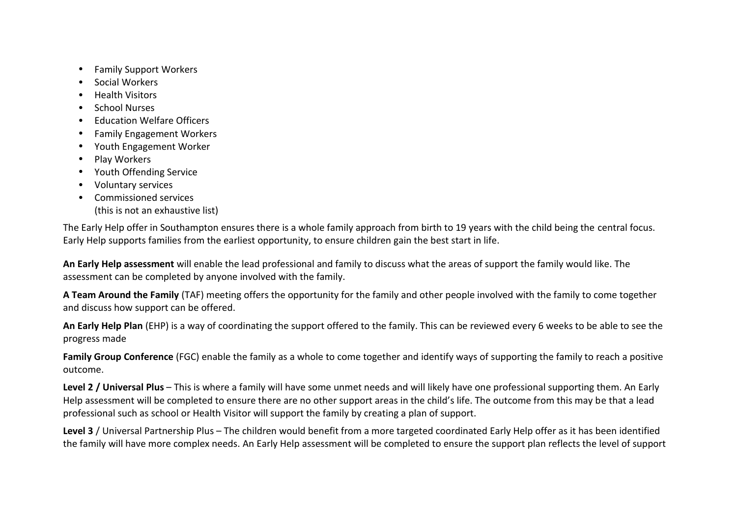- Family Support Workers
- Social Workers
- Health Visitors
- School Nurses
- Education Welfare Officers
- Family Engagement Workers
- Youth Engagement Worker
- Play Workers
- Youth Offending Service
- Voluntary services
- Commissioned services
  (this is not an exhaustive list)

The Early Help offer in Southampton ensures there is a whole family approach from birth to 19 years with the child being the central focus. Early Help supports families from the earliest opportunity, to ensure children gain the best start in life.

**An Early Help assessment** will enable the lead professional and family to discuss what the areas of support the family would like. The assessment can be completed by anyone involved with the family.

**A Team Around the Family** (TAF) meeting offers the opportunity for the family and other people involved with the family to come together and discuss how support can be offered.

**An Early Help Plan** (EHP) is a way of coordinating the support offered to the family. This can be reviewed every 6 weeks to be able to see the progress made

**Family Group Conference** (FGC) enable the family as a whole to come together and identify ways of supporting the family to reach a positive outcome.

**Level 2 / Universal Plus** – This is where a family will have some unmet needs and will likely have one professional supporting them. An Early Help assessment will be completed to ensure there are no other support areas in the child's life. The outcome from this may be that a lead professional such as school or Health Visitor will support the family by creating a plan of support.

**Level 3** / Universal Partnership Plus – The children would benefit from a more targeted coordinated Early Help offer as it has been identified the family will have more complex needs. An Early Help assessment will be completed to ensure the support plan reflects the level of support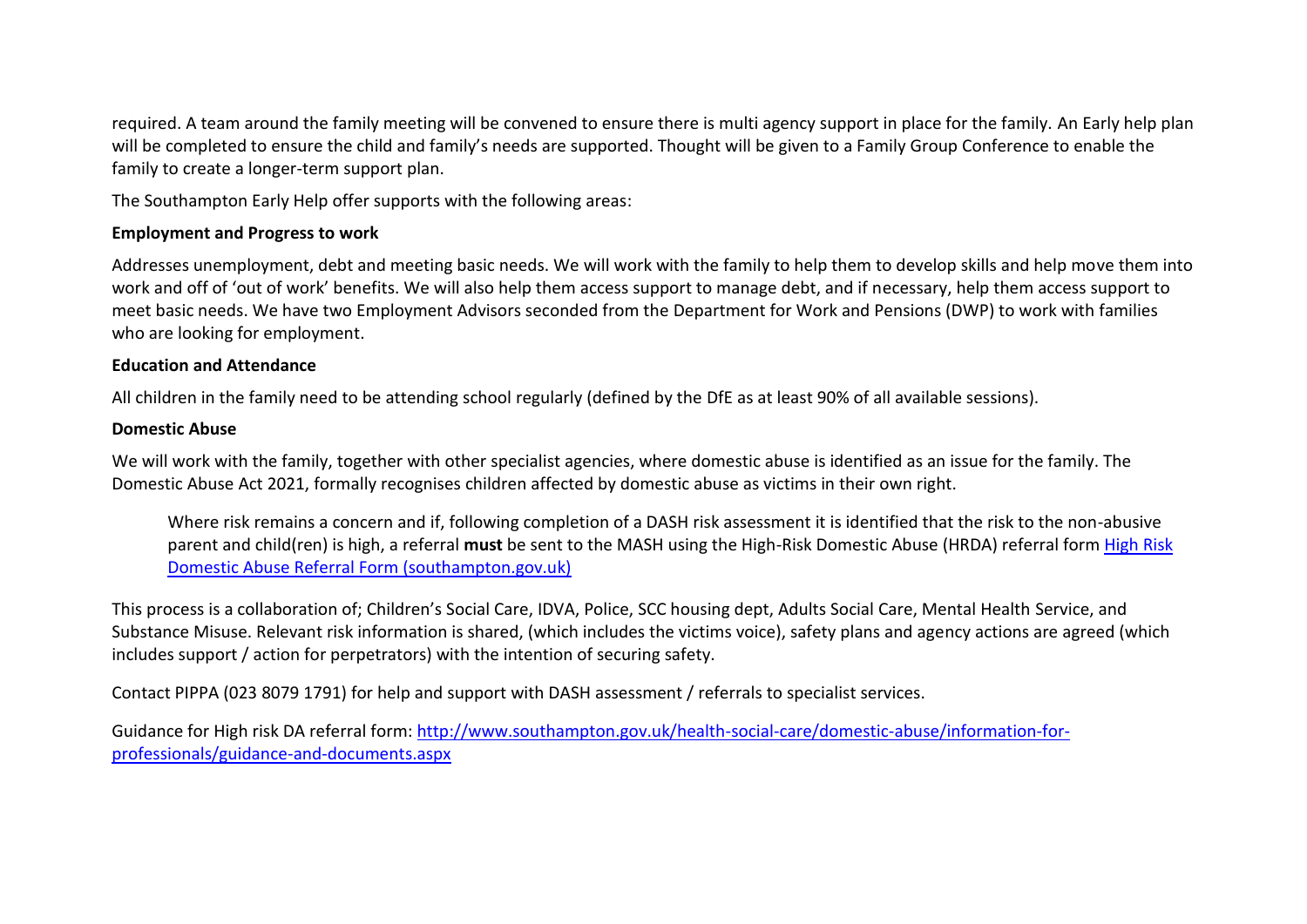required. A team around the family meeting will be convened to ensure there is multi agency support in place for the family. An Early help plan will be completed to ensure the child and family's needs are supported. Thought will be given to a Family Group Conference to enable the family to create a longer-term support plan.

The Southampton Early Help offer supports with the following areas:

**Employment and Progress to work**

Addresses unemployment, debt and meeting basic needs. We will work with the family to help them to develop skills and help move them into work and off of 'out of work' benefits. We will also help them access support to manage debt, and if necessary, help them access support to meet basic needs. We have two Employment Advisors seconded from the Department for Work and Pensions (DWP) to work with families who are looking for employment.

**Education and Attendance**

All children in the family need to be attending school regularly (defined by the DfE as at least 90% of all available sessions).

**Domestic Abuse**

We will work with the family, together with other specialist agencies, where domestic abuse is identified as an issue for the family. The Domestic Abuse Act 2021, formally recognises children affected by domestic abuse as victims in their own right.

> Where risk remains a concern and if, following completion of a DASH risk assessment it is identified that the risk to the non-abusive parent and child(ren) is high, a referral **must** be sent to the MASH using the High-Risk Domestic Abuse (HRDA) referral form [High Risk Domestic Abuse Referral Form (southampton.gov.uk)]

This process is a collaboration of; Children's Social Care, IDVA, Police, SCC housing dept, Adults Social Care, Mental Health Service, and Substance Misuse. Relevant risk information is shared, (which includes the victims voice), safety plans and agency actions are agreed (which includes support / action for perpetrators) with the intention of securing safety.

Contact PIPPA (023 8079 1791) for help and support with DASH assessment / referrals to specialist services.

Guidance for High risk DA referral form: http://www.southampton.gov.uk/health-social-care/domestic-abuse/information-for-professionals/guidance-and-documents.aspx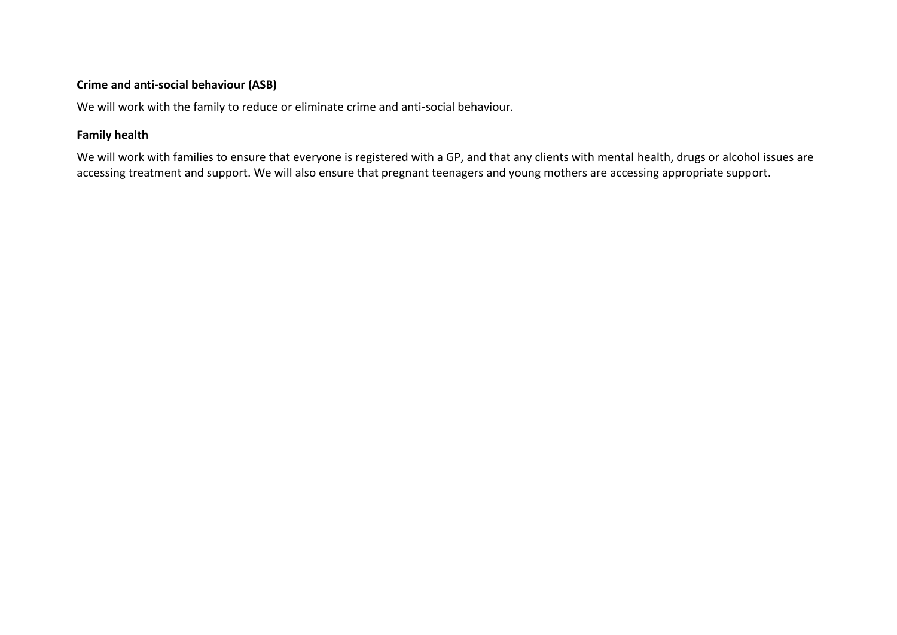**Crime and anti-social behaviour (ASB)**

We will work with the family to reduce or eliminate crime and anti-social behaviour.

**Family health**

We will work with families to ensure that everyone is registered with a GP, and that any clients with mental health, drugs or alcohol issues are accessing treatment and support. We will also ensure that pregnant teenagers and young mothers are accessing appropriate support.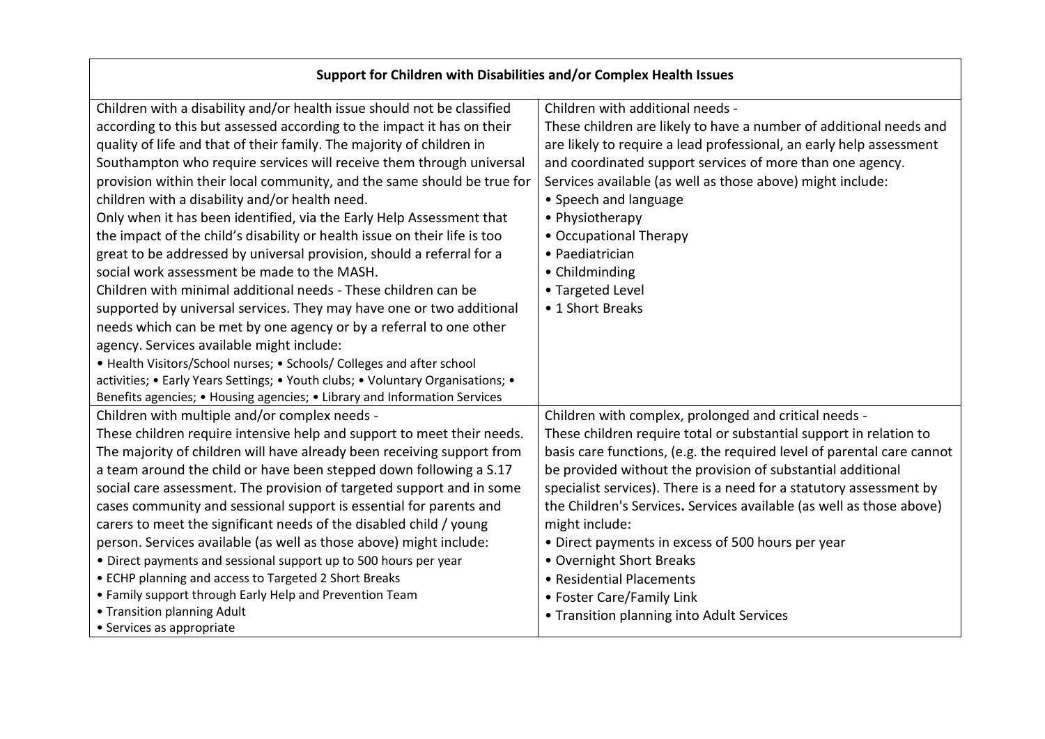| Support for Children with Disabilities and/or Complex Health Issues | |
|---|---|
| Children with a disability and/or health issue should not be classified according to this but assessed according to the impact it has on their quality of life and that of their family. The majority of children in Southampton who require services will receive them through universal provision within their local community, and the same should be true for children with a disability and/or health need.<br>Only when it has been identified, via the Early Help Assessment that the impact of the child's disability or health issue on their life is too great to be addressed by universal provision, should a referral for a social work assessment be made to the MASH.<br>Children with minimal additional needs - These children can be supported by universal services. They may have one or two additional needs which can be met by one agency or by a referral to one other agency. Services available might include:<br>• Health Visitors/School nurses; • Schools/ Colleges and after school activities; • Early Years Settings; • Youth clubs; • Voluntary Organisations; • Benefits agencies; • Housing agencies; • Library and Information Services | Children with additional needs -<br>These children are likely to have a number of additional needs and are likely to require a lead professional, an early help assessment and coordinated support services of more than one agency.<br>Services available (as well as those above) might include:<br>• Speech and language<br>• Physiotherapy<br>• Occupational Therapy<br>• Paediatrician<br>• Childminding<br>• Targeted Level<br>• 1 Short Breaks |
| Children with multiple and/or complex needs -<br>These children require intensive help and support to meet their needs. The majority of children will have already been receiving support from a team around the child or have been stepped down following a S.17 social care assessment. The provision of targeted support and in some cases community and sessional support is essential for parents and carers to meet the significant needs of the disabled child / young person. Services available (as well as those above) might include:<br>• Direct payments and sessional support up to 500 hours per year<br>• ECHP planning and access to Targeted 2 Short Breaks<br>• Family support through Early Help and Prevention Team<br>• Transition planning Adult<br>• Services as appropriate | Children with complex, prolonged and critical needs -<br>These children require total or substantial support in relation to basis care functions, (e.g. the required level of parental care cannot be provided without the provision of substantial additional specialist services). There is a need for a statutory assessment by the Children's Services**.** Services available (as well as those above) might include:<br>• Direct payments in excess of 500 hours per year<br>• Overnight Short Breaks<br>• Residential Placements<br>• Foster Care/Family Link<br>• Transition planning into Adult Services |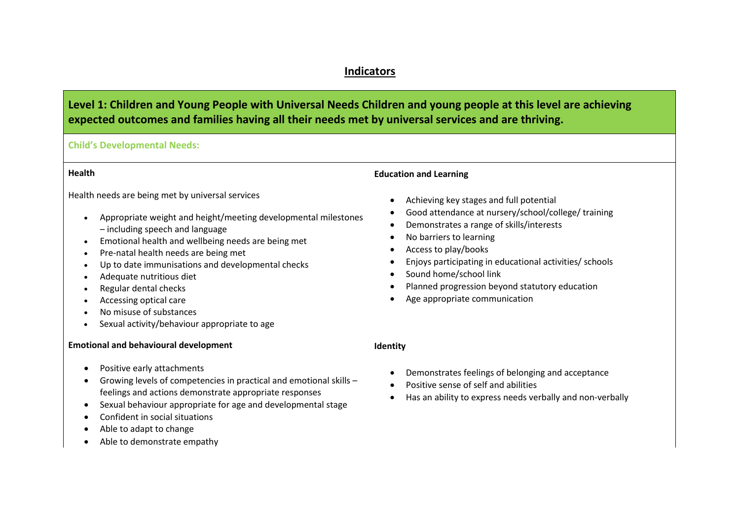## Indicators

### Level 1: Children and Young People with Universal Needs Children and young people at this level are achieving expected outcomes and families having all their needs met by universal services and are thriving.

**Child's Developmental Needs:**

**Health**

Health needs are being met by universal services

- Appropriate weight and height/meeting developmental milestones – including speech and language
- Emotional health and wellbeing needs are being met
- Pre-natal health needs are being met
- Up to date immunisations and developmental checks
- Adequate nutritious diet
- Regular dental checks
- Accessing optical care
- No misuse of substances
- Sexual activity/behaviour appropriate to age

**Emotional and behavioural development**

- Positive early attachments
- Growing levels of competencies in practical and emotional skills – feelings and actions demonstrate appropriate responses
- Sexual behaviour appropriate for age and developmental stage
- Confident in social situations
- Able to adapt to change
- Able to demonstrate empathy

**Education and Learning**

- Achieving key stages and full potential
- Good attendance at nursery/school/college/ training
- Demonstrates a range of skills/interests
- No barriers to learning
- Access to play/books
- Enjoys participating in educational activities/ schools
- Sound home/school link
- Planned progression beyond statutory education
- Age appropriate communication

**Identity**

- Demonstrates feelings of belonging and acceptance
- Positive sense of self and abilities
- Has an ability to express needs verbally and non-verbally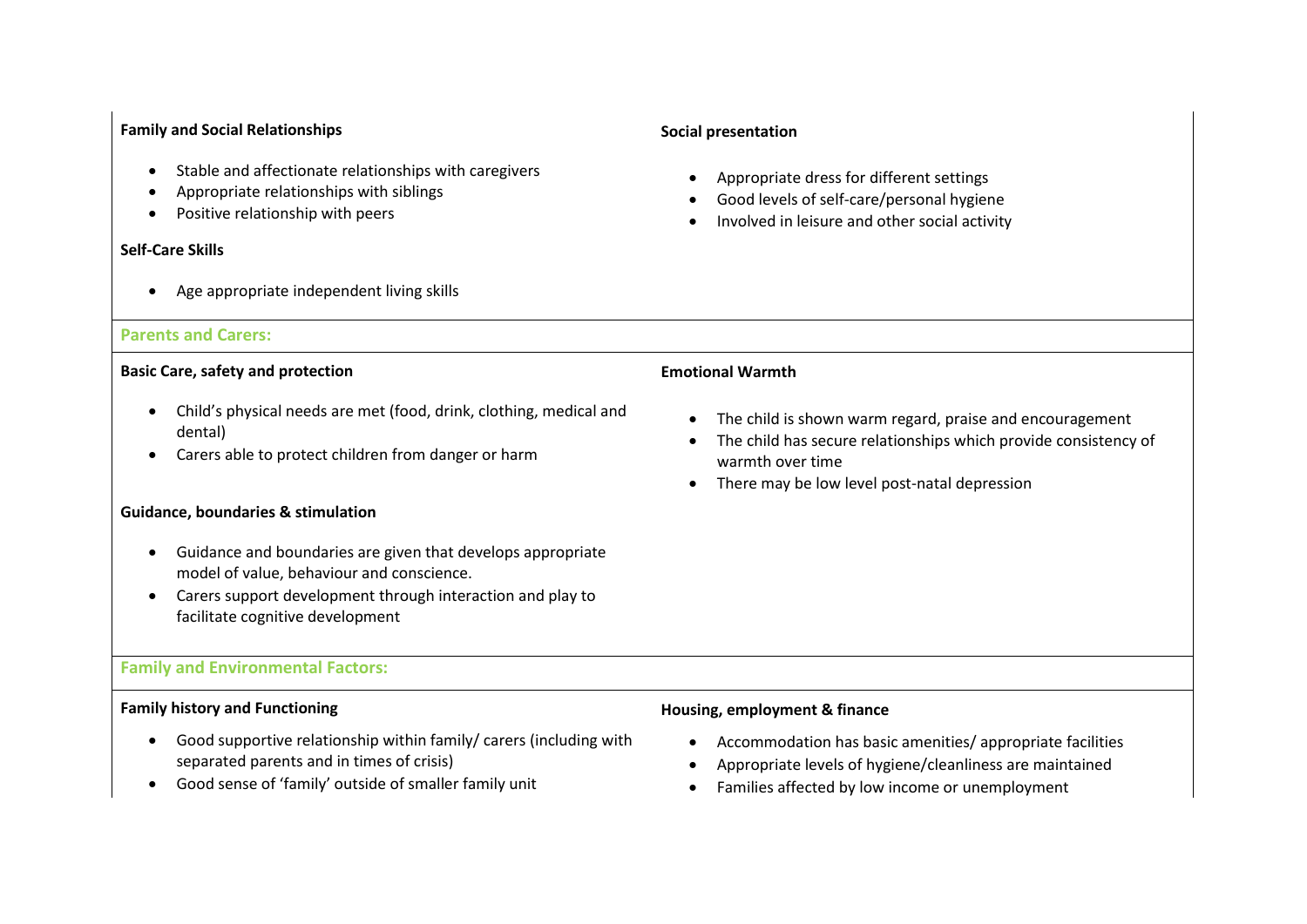**Family and Social Relationships**

- Stable and affectionate relationships with caregivers
- Appropriate relationships with siblings
- Positive relationship with peers

**Self-Care Skills**

- Age appropriate independent living skills

**Social presentation**

- Appropriate dress for different settings
- Good levels of self-care/personal hygiene
- Involved in leisure and other social activity

## Parents and Carers:

**Basic Care, safety and protection**

- Child's physical needs are met (food, drink, clothing, medical and dental)
- Carers able to protect children from danger or harm

**Guidance, boundaries & stimulation**

- Guidance and boundaries are given that develops appropriate model of value, behaviour and conscience.
- Carers support development through interaction and play to facilitate cognitive development

**Emotional Warmth**

- The child is shown warm regard, praise and encouragement
- The child has secure relationships which provide consistency of warmth over time
- There may be low level post-natal depression

## Family and Environmental Factors:

**Family history and Functioning**

- Good supportive relationship within family/ carers (including with separated parents and in times of crisis)
- Good sense of 'family' outside of smaller family unit

**Housing, employment & finance**

- Accommodation has basic amenities/ appropriate facilities
- Appropriate levels of hygiene/cleanliness are maintained
- Families affected by low income or unemployment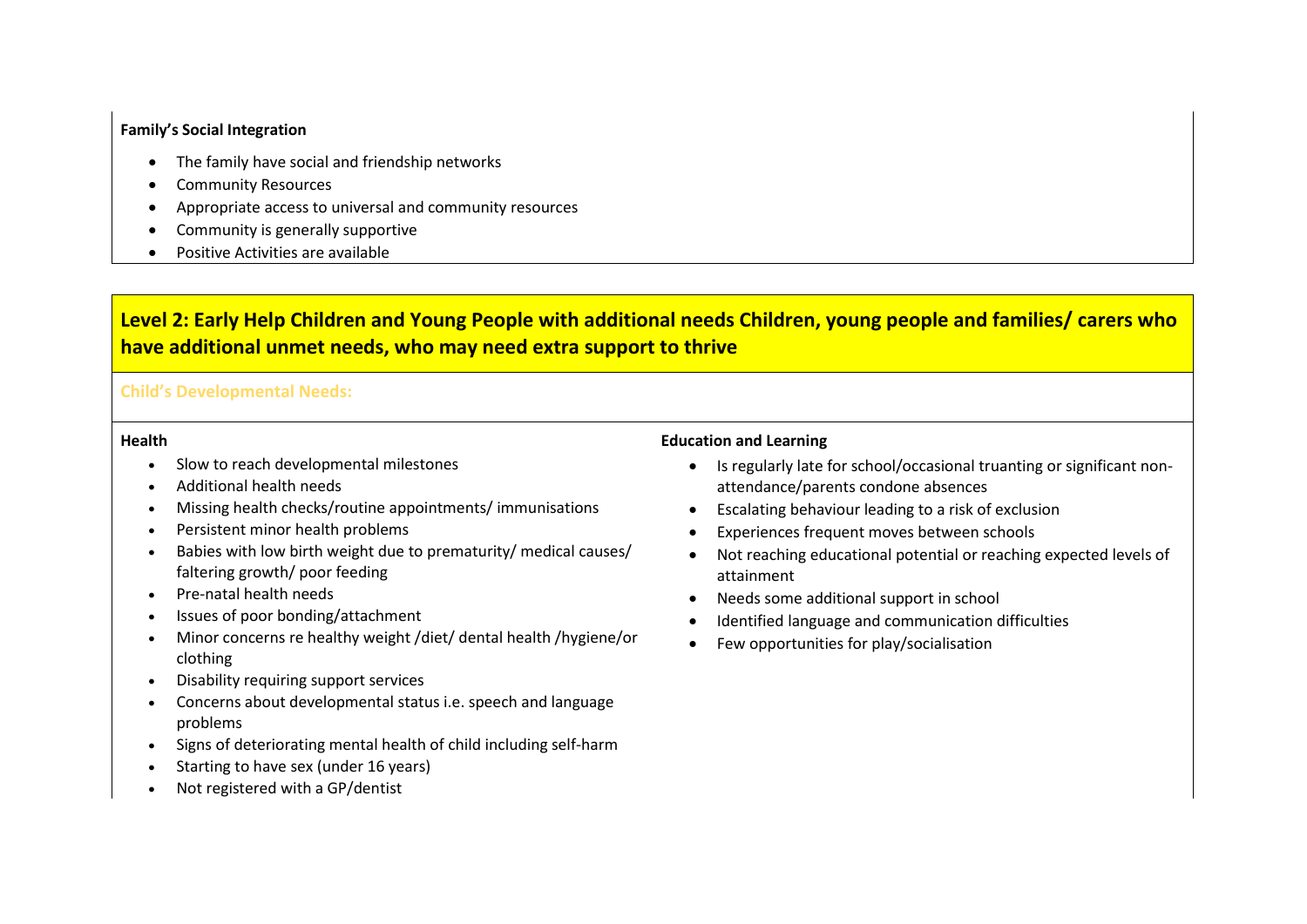**Family's Social Integration**

- The family have social and friendship networks
- Community Resources
- Appropriate access to universal and community resources
- Community is generally supportive
- Positive Activities are available

## Level 2: Early Help Children and Young People with additional needs Children, young people and families/ carers who have additional unmet needs, who may need extra support to thrive

### Child's Developmental Needs:

**Health**

- Slow to reach developmental milestones
- Additional health needs
- Missing health checks/routine appointments/ immunisations
- Persistent minor health problems
- Babies with low birth weight due to prematurity/ medical causes/ faltering growth/ poor feeding
- Pre-natal health needs
- Issues of poor bonding/attachment
- Minor concerns re healthy weight /diet/ dental health /hygiene/or clothing
- Disability requiring support services
- Concerns about developmental status i.e. speech and language problems
- Signs of deteriorating mental health of child including self-harm
- Starting to have sex (under 16 years)
- Not registered with a GP/dentist

**Education and Learning**

- Is regularly late for school/occasional truanting or significant non-attendance/parents condone absences
- Escalating behaviour leading to a risk of exclusion
- Experiences frequent moves between schools
- Not reaching educational potential or reaching expected levels of attainment
- Needs some additional support in school
- Identified language and communication difficulties
- Few opportunities for play/socialisation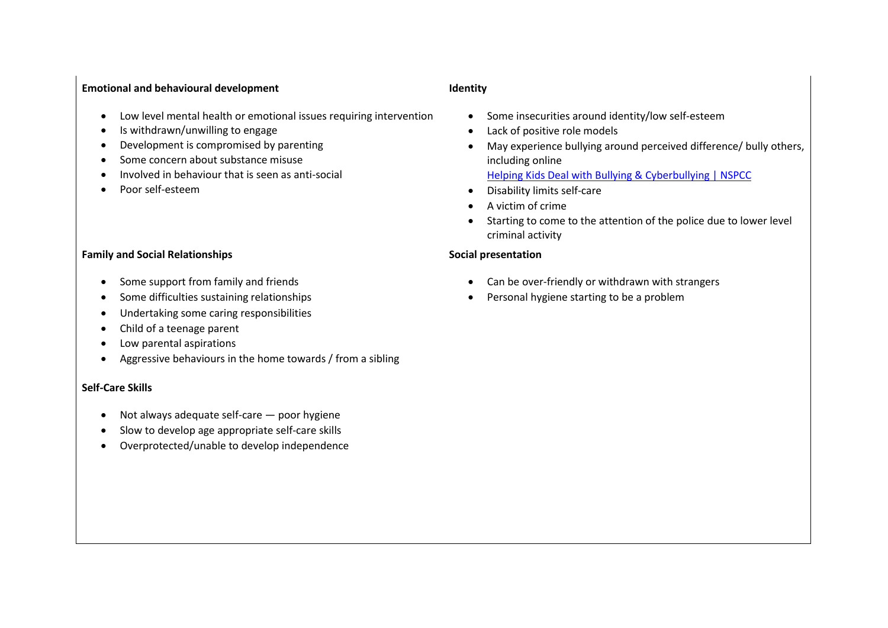**Emotional and behavioural development**

- Low level mental health or emotional issues requiring intervention
- Is withdrawn/unwilling to engage
- Development is compromised by parenting
- Some concern about substance misuse
- Involved in behaviour that is seen as anti-social
- Poor self-esteem

**Family and Social Relationships**

- Some support from family and friends
- Some difficulties sustaining relationships
- Undertaking some caring responsibilities
- Child of a teenage parent
- Low parental aspirations
- Aggressive behaviours in the home towards / from a sibling

**Self-Care Skills**

- Not always adequate self-care — poor hygiene
- Slow to develop age appropriate self-care skills
- Overprotected/unable to develop independence

**Identity**

- Some insecurities around identity/low self-esteem
- Lack of positive role models
- May experience bullying around perceived difference/ bully others, including online
  Helping Kids Deal with Bullying & Cyberbullying | NSPCC
- Disability limits self-care
- A victim of crime
- Starting to come to the attention of the police due to lower level criminal activity

**Social presentation**

- Can be over-friendly or withdrawn with strangers
- Personal hygiene starting to be a problem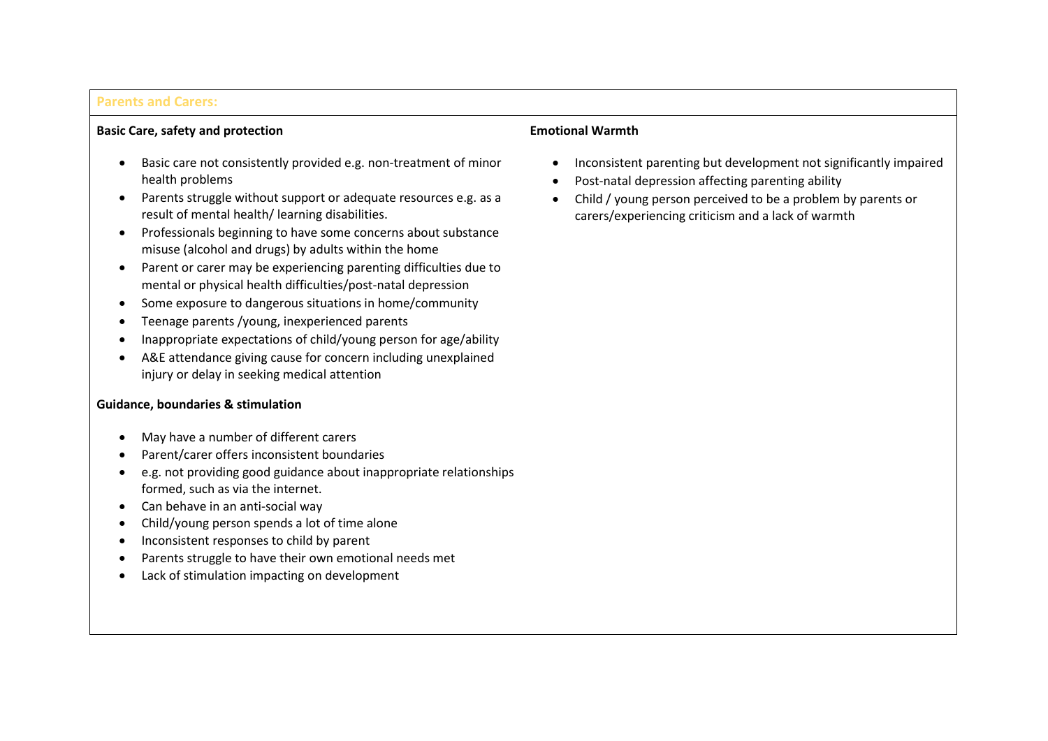## Parents and Carers:

### Basic Care, safety and protection

- Basic care not consistently provided e.g. non-treatment of minor health problems
- Parents struggle without support or adequate resources e.g. as a result of mental health/ learning disabilities.
- Professionals beginning to have some concerns about substance misuse (alcohol and drugs) by adults within the home
- Parent or carer may be experiencing parenting difficulties due to mental or physical health difficulties/post-natal depression
- Some exposure to dangerous situations in home/community
- Teenage parents /young, inexperienced parents
- Inappropriate expectations of child/young person for age/ability
- A&E attendance giving cause for concern including unexplained injury or delay in seeking medical attention

### Guidance, boundaries & stimulation

- May have a number of different carers
- Parent/carer offers inconsistent boundaries
- e.g. not providing good guidance about inappropriate relationships formed, such as via the internet.
- Can behave in an anti-social way
- Child/young person spends a lot of time alone
- Inconsistent responses to child by parent
- Parents struggle to have their own emotional needs met
- Lack of stimulation impacting on development

### Emotional Warmth

- Inconsistent parenting but development not significantly impaired
- Post-natal depression affecting parenting ability
- Child / young person perceived to be a problem by parents or carers/experiencing criticism and a lack of warmth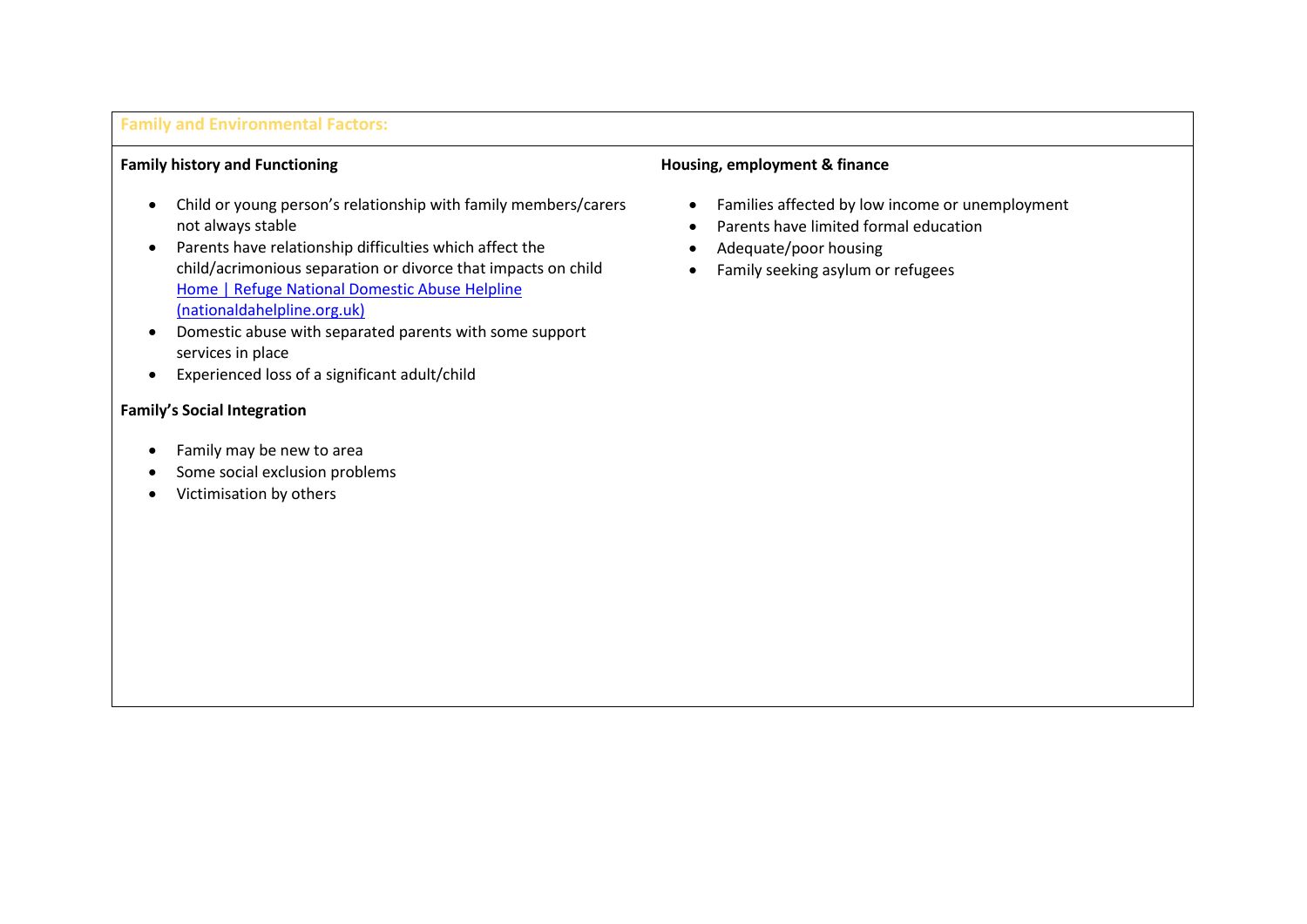## Family and Environmental Factors:

### Family history and Functioning

- Child or young person's relationship with family members/carers not always stable
- Parents have relationship difficulties which affect the child/acrimonious separation or divorce that impacts on child [Home | Refuge National Domestic Abuse Helpline (nationaldahelpline.org.uk)](https://www.nationaldahelpline.org.uk)
- Domestic abuse with separated parents with some support services in place
- Experienced loss of a significant adult/child

### Family's Social Integration

- Family may be new to area
- Some social exclusion problems
- Victimisation by others

### Housing, employment & finance

- Families affected by low income or unemployment
- Parents have limited formal education
- Adequate/poor housing
- Family seeking asylum or refugees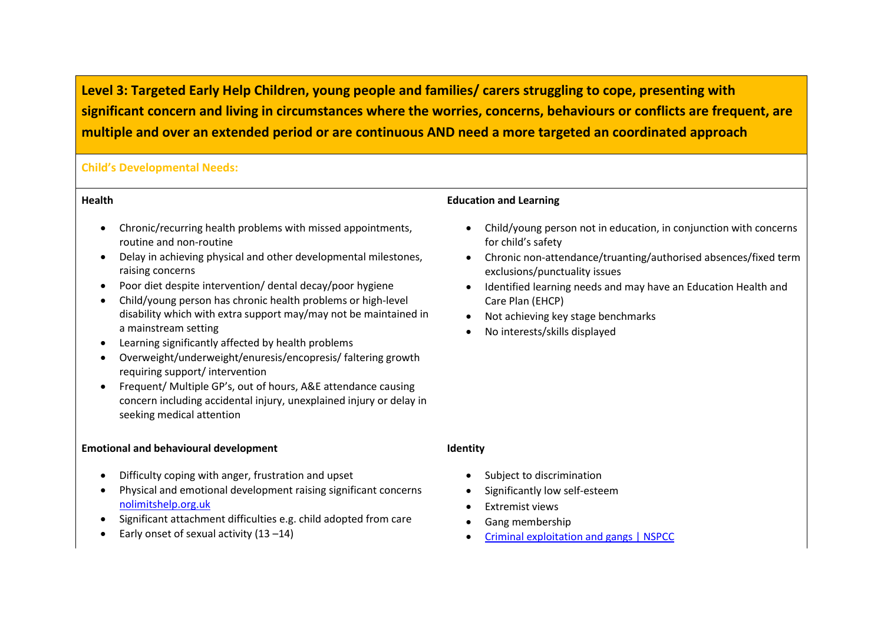## Level 3: Targeted Early Help Children, young people and families/ carers struggling to cope, presenting with significant concern and living in circumstances where the worries, concerns, behaviours or conflicts are frequent, are multiple and over an extended period or are continuous AND need a more targeted an coordinated approach

### Child's Developmental Needs:

**Health**

- Chronic/recurring health problems with missed appointments, routine and non-routine
- Delay in achieving physical and other developmental milestones, raising concerns
- Poor diet despite intervention/ dental decay/poor hygiene
- Child/young person has chronic health problems or high-level disability which with extra support may/may not be maintained in a mainstream setting
- Learning significantly affected by health problems
- Overweight/underweight/enuresis/encopresis/ faltering growth requiring support/ intervention
- Frequent/ Multiple GP's, out of hours, A&E attendance causing concern including accidental injury, unexplained injury or delay in seeking medical attention

**Education and Learning**

- Child/young person not in education, in conjunction with concerns for child's safety
- Chronic non-attendance/truanting/authorised absences/fixed term exclusions/punctuality issues
- Identified learning needs and may have an Education Health and Care Plan (EHCP)
- Not achieving key stage benchmarks
- No interests/skills displayed

**Emotional and behavioural development**

- Difficulty coping with anger, frustration and upset
- Physical and emotional development raising significant concerns [nolimitshelp.org.uk](nolimitshelp.org.uk)
- Significant attachment difficulties e.g. child adopted from care
- Early onset of sexual activity (13 –14)

**Identity**

- Subject to discrimination
- Significantly low self-esteem
- Extremist views
- Gang membership
- [Criminal exploitation and gangs | NSPCC]()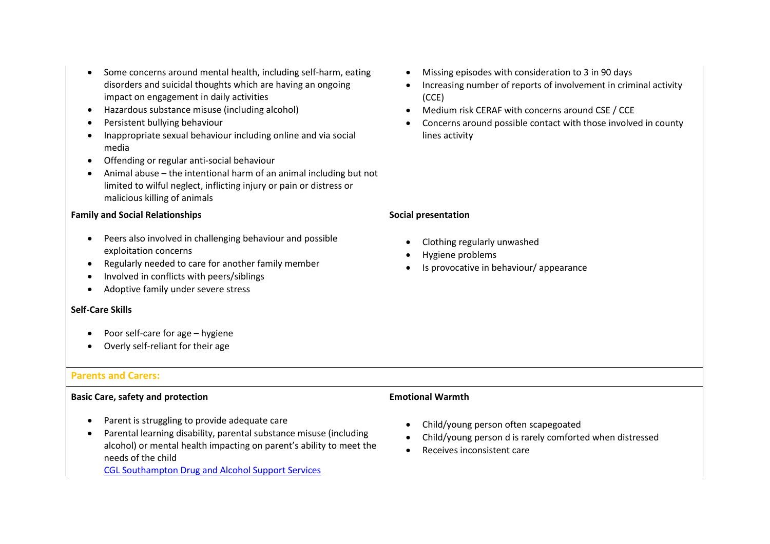- Some concerns around mental health, including self-harm, eating disorders and suicidal thoughts which are having an ongoing impact on engagement in daily activities
- Hazardous substance misuse (including alcohol)
- Persistent bullying behaviour
- Inappropriate sexual behaviour including online and via social media
- Offending or regular anti-social behaviour
- Animal abuse – the intentional harm of an animal including but not limited to wilful neglect, inflicting injury or pain or distress or malicious killing of animals
- Missing episodes with consideration to 3 in 90 days
- Increasing number of reports of involvement in criminal activity (CCE)
- Medium risk CERAF with concerns around CSE / CCE
- Concerns around possible contact with those involved in county lines activity

**Family and Social Relationships**

- Peers also involved in challenging behaviour and possible exploitation concerns
- Regularly needed to care for another family member
- Involved in conflicts with peers/siblings
- Adoptive family under severe stress

**Self-Care Skills**

- Poor self-care for age – hygiene
- Overly self-reliant for their age

**Social presentation**

- Clothing regularly unwashed
- Hygiene problems
- Is provocative in behaviour/ appearance

**Parents and Carers:**

**Basic Care, safety and protection**

- Parent is struggling to provide adequate care
- Parental learning disability, parental substance misuse (including alcohol) or mental health impacting on parent's ability to meet the needs of the child
  CGL Southampton Drug and Alcohol Support Services

**Emotional Warmth**

- Child/young person often scapegoated
- Child/young person d is rarely comforted when distressed
- Receives inconsistent care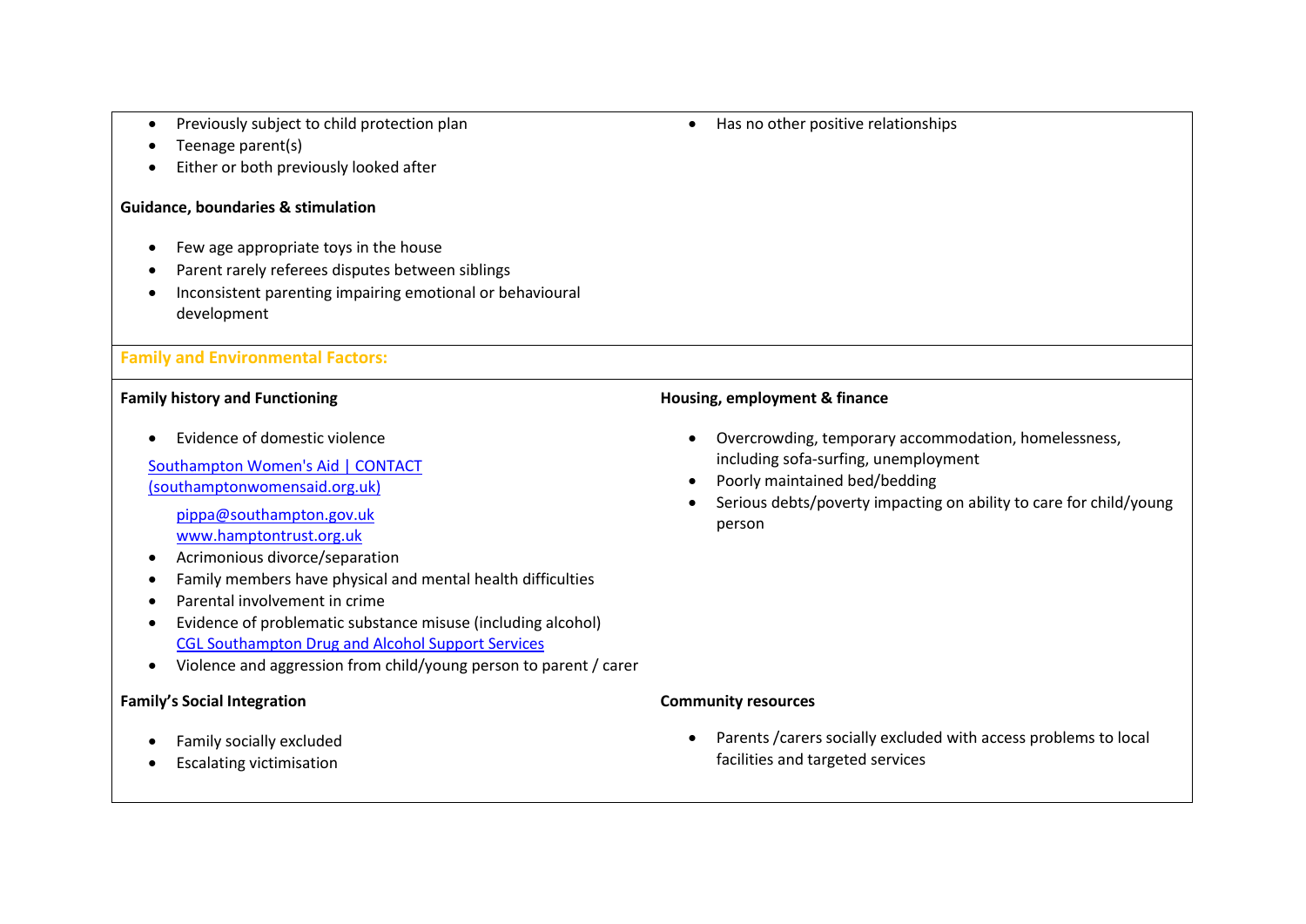- Previously subject to child protection plan
- Teenage parent(s)
- Either or both previously looked after

- Has no other positive relationships

**Guidance, boundaries & stimulation**

- Few age appropriate toys in the house
- Parent rarely referees disputes between siblings
- Inconsistent parenting impairing emotional or behavioural development

## Family and Environmental Factors:

**Family history and Functioning**

- Evidence of domestic violence

  Southampton Women's Aid | CONTACT (southamptonwomensaid.org.uk)

  pippa@southampton.gov.uk
  www.hamptontrust.org.uk
- Acrimonious divorce/separation
- Family members have physical and mental health difficulties
- Parental involvement in crime
- Evidence of problematic substance misuse (including alcohol)
  CGL Southampton Drug and Alcohol Support Services
- Violence and aggression from child/young person to parent / carer

**Housing, employment & finance**

- Overcrowding, temporary accommodation, homelessness, including sofa-surfing, unemployment
- Poorly maintained bed/bedding
- Serious debts/poverty impacting on ability to care for child/young person

**Family's Social Integration**

- Family socially excluded
- Escalating victimisation

**Community resources**

- Parents /carers socially excluded with access problems to local facilities and targeted services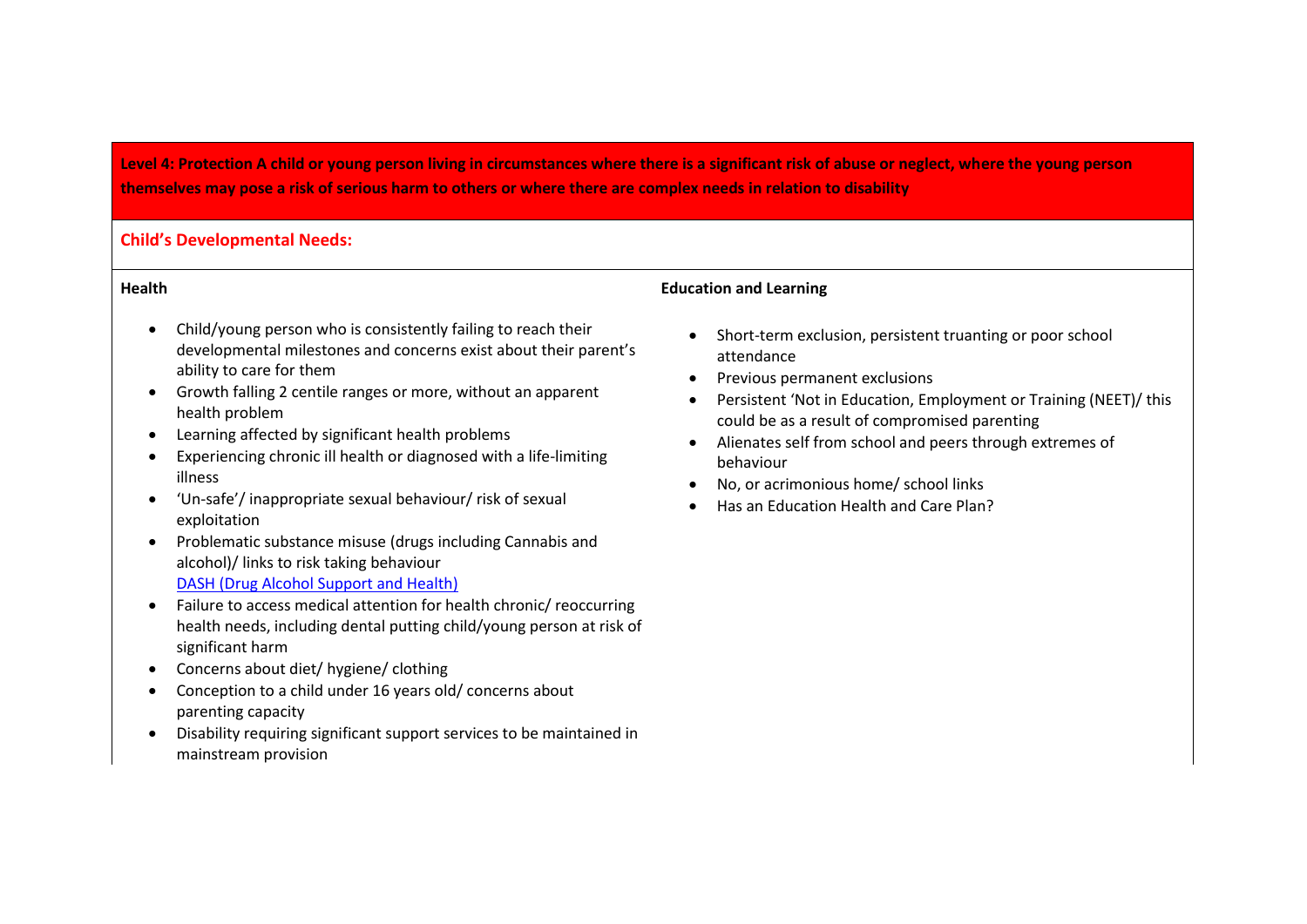**Level 4: Protection A child or young person living in circumstances where there is a significant risk of abuse or neglect, where the young person themselves may pose a risk of serious harm to others or where there are complex needs in relation to disability**

## Child's Developmental Needs:

### Health

- Child/young person who is consistently failing to reach their developmental milestones and concerns exist about their parent's ability to care for them
- Growth falling 2 centile ranges or more, without an apparent health problem
- Learning affected by significant health problems
- Experiencing chronic ill health or diagnosed with a life-limiting illness
- 'Un-safe'/ inappropriate sexual behaviour/ risk of sexual exploitation
- Problematic substance misuse (drugs including Cannabis and alcohol)/ links to risk taking behaviour
  DASH (Drug Alcohol Support and Health)
- Failure to access medical attention for health chronic/ reoccurring health needs, including dental putting child/young person at risk of significant harm
- Concerns about diet/ hygiene/ clothing
- Conception to a child under 16 years old/ concerns about parenting capacity
- Disability requiring significant support services to be maintained in mainstream provision

### Education and Learning

- Short-term exclusion, persistent truanting or poor school attendance
- Previous permanent exclusions
- Persistent 'Not in Education, Employment or Training (NEET)/ this could be as a result of compromised parenting
- Alienates self from school and peers through extremes of behaviour
- No, or acrimonious home/ school links
- Has an Education Health and Care Plan?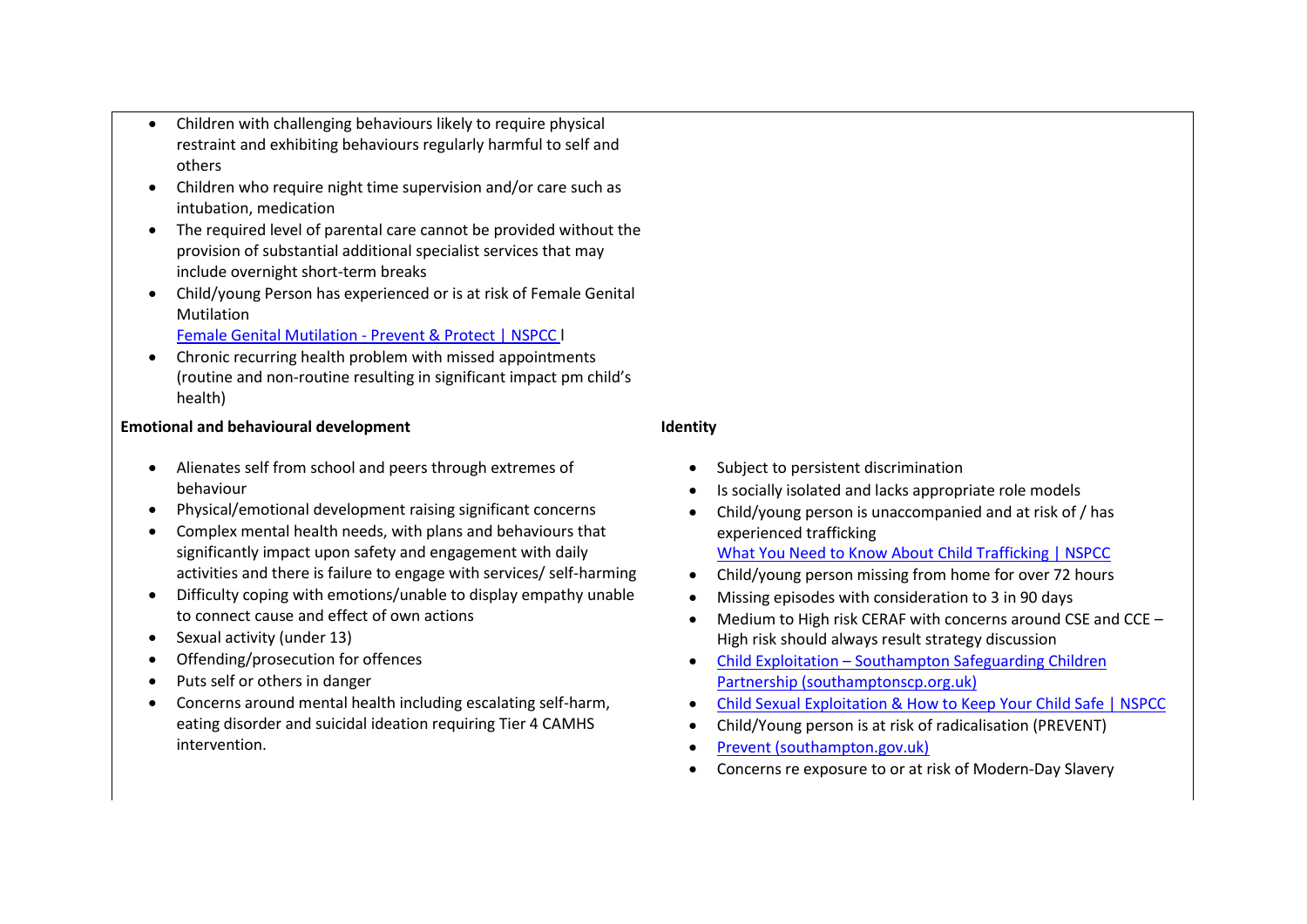- Children with challenging behaviours likely to require physical restraint and exhibiting behaviours regularly harmful to self and others
- Children who require night time supervision and/or care such as intubation, medication
- The required level of parental care cannot be provided without the provision of substantial additional specialist services that may include overnight short-term breaks
- Child/young Person has experienced or is at risk of Female Genital Mutilation
  Female Genital Mutilation - Prevent & Protect | NSPCC l
- Chronic recurring health problem with missed appointments (routine and non-routine resulting in significant impact pm child's health)

**Emotional and behavioural development**

- Alienates self from school and peers through extremes of behaviour
- Physical/emotional development raising significant concerns
- Complex mental health needs, with plans and behaviours that significantly impact upon safety and engagement with daily activities and there is failure to engage with services/ self-harming
- Difficulty coping with emotions/unable to display empathy unable to connect cause and effect of own actions
- Sexual activity (under 13)
- Offending/prosecution for offences
- Puts self or others in danger
- Concerns around mental health including escalating self-harm, eating disorder and suicidal ideation requiring Tier 4 CAMHS intervention.

**Identity**

- Subject to persistent discrimination
- Is socially isolated and lacks appropriate role models
- Child/young person is unaccompanied and at risk of / has experienced trafficking
  What You Need to Know About Child Trafficking | NSPCC
- Child/young person missing from home for over 72 hours
- Missing episodes with consideration to 3 in 90 days
- Medium to High risk CERAF with concerns around CSE and CCE – High risk should always result strategy discussion
- Child Exploitation – Southampton Safeguarding Children Partnership (southamptonscp.org.uk)
- Child Sexual Exploitation & How to Keep Your Child Safe | NSPCC
- Child/Young person is at risk of radicalisation (PREVENT)
- Prevent (southampton.gov.uk)
- Concerns re exposure to or at risk of Modern-Day Slavery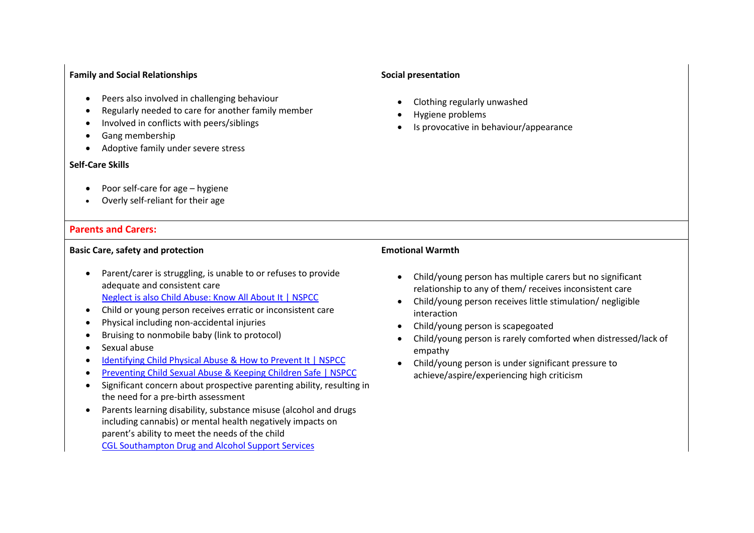**Family and Social Relationships**

- Peers also involved in challenging behaviour
- Regularly needed to care for another family member
- Involved in conflicts with peers/siblings
- Gang membership
- Adoptive family under severe stress

**Self-Care Skills**

- Poor self-care for age – hygiene
- Overly self-reliant for their age

**Social presentation**

- Clothing regularly unwashed
- Hygiene problems
- Is provocative in behaviour/appearance

## Parents and Carers:

**Basic Care, safety and protection**

- Parent/carer is struggling, is unable to or refuses to provide adequate and consistent care
  Neglect is also Child Abuse: Know All About It | NSPCC
- Child or young person receives erratic or inconsistent care
- Physical including non-accidental injuries
- Bruising to nonmobile baby (link to protocol)
- Sexual abuse
- Identifying Child Physical Abuse & How to Prevent It | NSPCC
- Preventing Child Sexual Abuse & Keeping Children Safe | NSPCC
- Significant concern about prospective parenting ability, resulting in the need for a pre-birth assessment
- Parents learning disability, substance misuse (alcohol and drugs including cannabis) or mental health negatively impacts on parent's ability to meet the needs of the child
  CGL Southampton Drug and Alcohol Support Services

**Emotional Warmth**

- Child/young person has multiple carers but no significant relationship to any of them/ receives inconsistent care
- Child/young person receives little stimulation/ negligible interaction
- Child/young person is scapegoated
- Child/young person is rarely comforted when distressed/lack of empathy
- Child/young person is under significant pressure to achieve/aspire/experiencing high criticism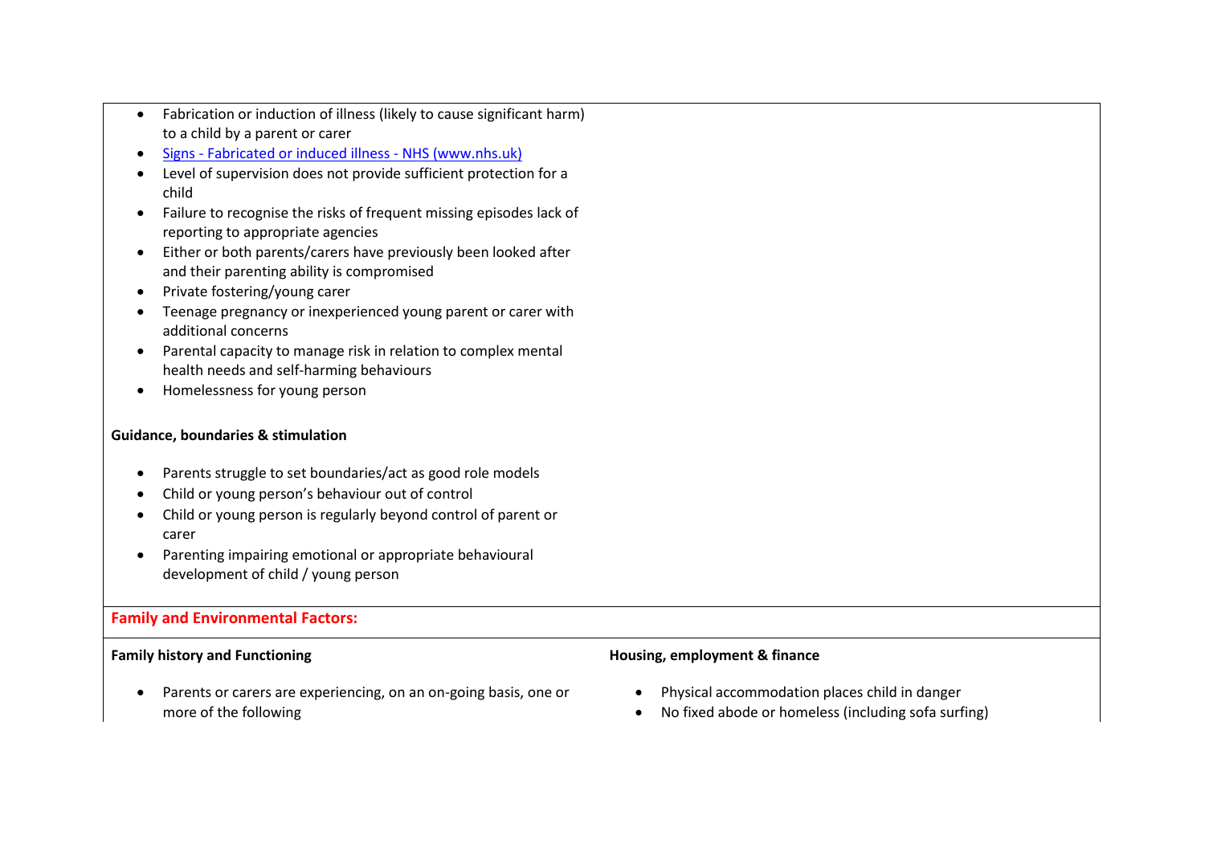- Fabrication or induction of illness (likely to cause significant harm) to a child by a parent or carer
- [Signs - Fabricated or induced illness - NHS (www.nhs.uk)](https://www.nhs.uk)
- Level of supervision does not provide sufficient protection for a child
- Failure to recognise the risks of frequent missing episodes lack of reporting to appropriate agencies
- Either or both parents/carers have previously been looked after and their parenting ability is compromised
- Private fostering/young carer
- Teenage pregnancy or inexperienced young parent or carer with additional concerns
- Parental capacity to manage risk in relation to complex mental health needs and self-harming behaviours
- Homelessness for young person

**Guidance, boundaries & stimulation**

- Parents struggle to set boundaries/act as good role models
- Child or young person's behaviour out of control
- Child or young person is regularly beyond control of parent or carer
- Parenting impairing emotional or appropriate behavioural development of child / young person

**Family and Environmental Factors:**

**Family history and Functioning**

- Parents or carers are experiencing, on an on-going basis, one or more of the following

**Housing, employment & finance**

- Physical accommodation places child in danger
- No fixed abode or homeless (including sofa surfing)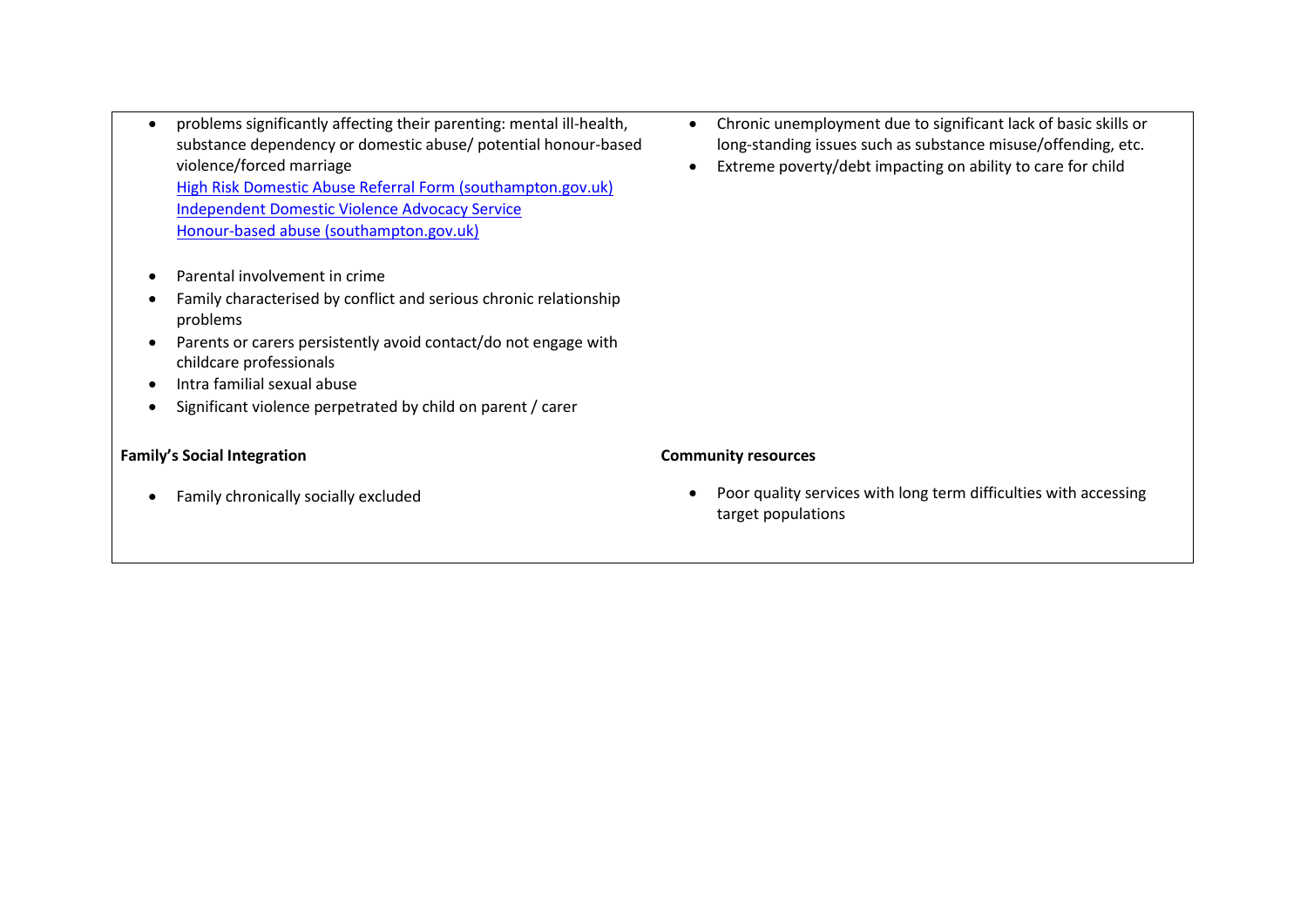- problems significantly affecting their parenting: mental ill-health, substance dependency or domestic abuse/ potential honour-based violence/forced marriage
  High Risk Domestic Abuse Referral Form (southampton.gov.uk)
  Independent Domestic Violence Advocacy Service
  Honour-based abuse (southampton.gov.uk)

- Parental involvement in crime
- Family characterised by conflict and serious chronic relationship problems
- Parents or carers persistently avoid contact/do not engage with childcare professionals
- Intra familial sexual abuse
- Significant violence perpetrated by child on parent / carer

- Chronic unemployment due to significant lack of basic skills or long-standing issues such as substance misuse/offending, etc.
- Extreme poverty/debt impacting on ability to care for child

**Family's Social Integration**

- Family chronically socially excluded

**Community resources**

- Poor quality services with long term difficulties with accessing target populations